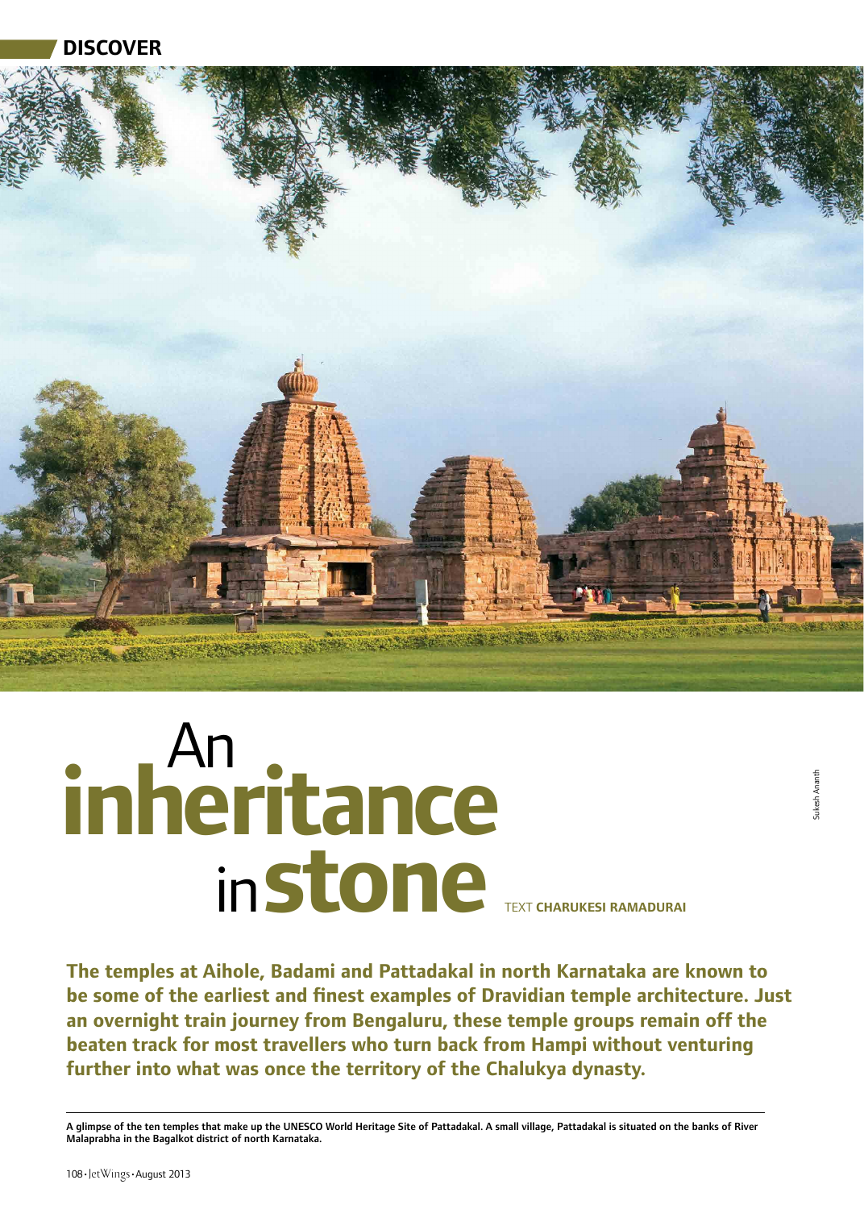DISCOVER

# An inheritance in stone

TEXT **CHARUKESI RAMADURAI**

Sukesh Ananth

**The temples at Aihole, Badami and Pattadakal in north Karnataka are known to be some of the earliest and finest examples of Dravidian temple architecture. Just an overnight train journey from Bengaluru, these temple groups remain off the beaten track for most travellers who turn back from Hampi without venturing further into what was once the territory of the Chalukya dynasty.**

**A glimpse of the ten temples that make up the UNESCO World Heritage Site of Pattadakal. A small village, Pattadakal is situated on the banks of River Malaprabha in the Bagalkot district of north Karnataka.**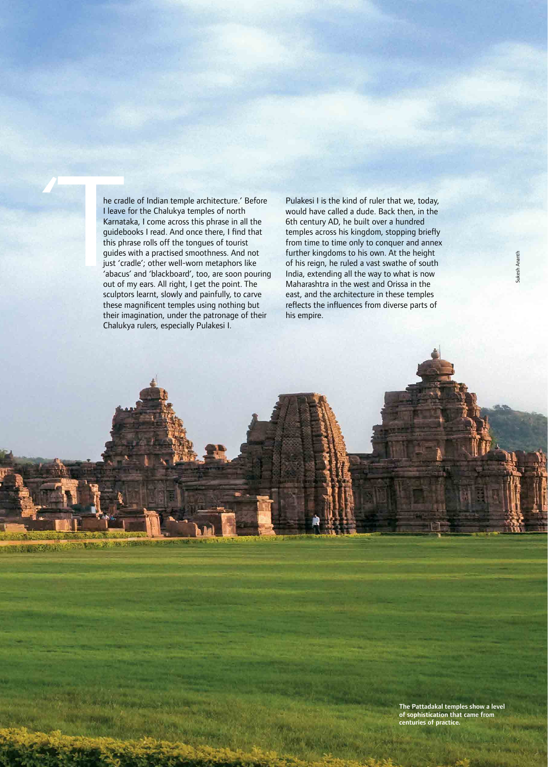'The cradle of Indian temple architecture.' Before I leave for the Chalukya temples of north Karnataka, I come across this phrase in all the guidebooks I read. And once there, I find that this phrase rolls off the tongues of tourist guides with a practised smoothness. And not just 'cradle'; other well-worn metaphors like 'abacus' and 'blackboard', too, are soon pouring out of my ears. All right, I get the point. The sculptors learnt, slowly and painfully, to carve these magnificent temples using nothing but their imagination, under the patronage of their Chalukya rulers, especially Pulakesi I.

Pulakesi I is the kind of ruler that we, today, would have called a dude. Back then, in the 6th century AD, he built over a hundred temples across his kingdom, stopping briefly from time to time only to conquer and annex further kingdoms to his own. At the height of his reign, he ruled a vast swathe of south India, extending all the way to what is now Maharashtra in the west and Orissa in the east, and the architecture in these temples reflects the influences from diverse parts of his empire.

Sukesh Ananth

**The Pattadakal temples show a level of sophistication that came from centuries of practice.**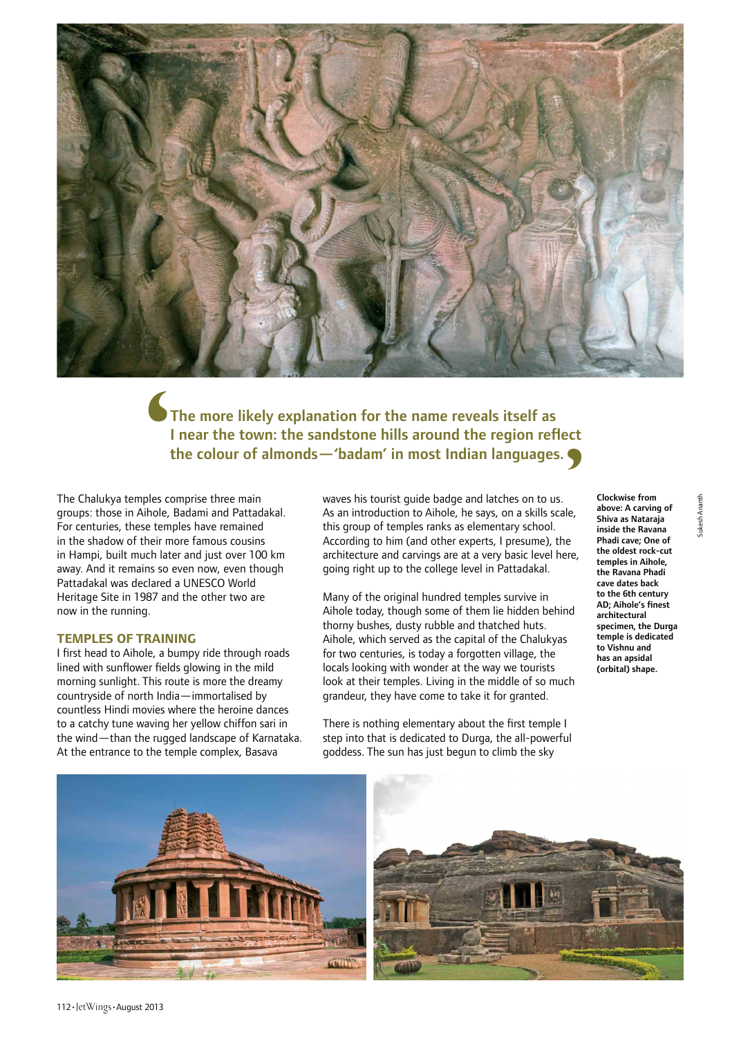> The more likely explanation for the name reveals itself as I near the town: the sandstone hills around the region reflect the colour of almonds—'badam' in most Indian languages.

The Chalukya temples comprise three main groups: those in Aihole, Badami and Pattadakal. For centuries, these temples have remained in the shadow of their more famous cousins in Hampi, built much later and just over 100 km away. And it remains so even now, even though Pattadakal was declared a UNESCO World Heritage Site in 1987 and the other two are now in the running.

## TEMPLES OF TRAINING

I first head to Aihole, a bumpy ride through roads lined with sunflower fields glowing in the mild morning sunlight. This route is more the dreamy countryside of north India—immortalised by countless Hindi movies where the heroine dances to a catchy tune waving her yellow chiffon sari in the wind—than the rugged landscape of Karnataka. At the entrance to the temple complex, Basava waves his tourist guide badge and latches on to us. As an introduction to Aihole, he says, on a skills scale, this group of temples ranks as elementary school. According to him (and other experts, I presume), the architecture and carvings are at a very basic level here, going right up to the college level in Pattadakal.

Many of the original hundred temples survive in Aihole today, though some of them lie hidden behind thorny bushes, dusty rubble and thatched huts. Aihole, which served as the capital of the Chalukyas for two centuries, is today a forgotten village, the locals looking with wonder at the way we tourists look at their temples. Living in the middle of so much grandeur, they have come to take it for granted.

There is nothing elementary about the first temple I step into that is dedicated to Durga, the all-powerful goddess. The sun has just begun to climb the sky

**Clockwise from above: A carving of Shiva as Nataraja inside the Ravana Phadi cave; One of the oldest rock-cut temples in Aihole, the Ravana Phadi cave dates back to the 6th century AD; Aihole's finest architectural specimen, the Durga temple is dedicated to Vishnu and has an apsidal (orbital) shape.**

Sukesh Ananth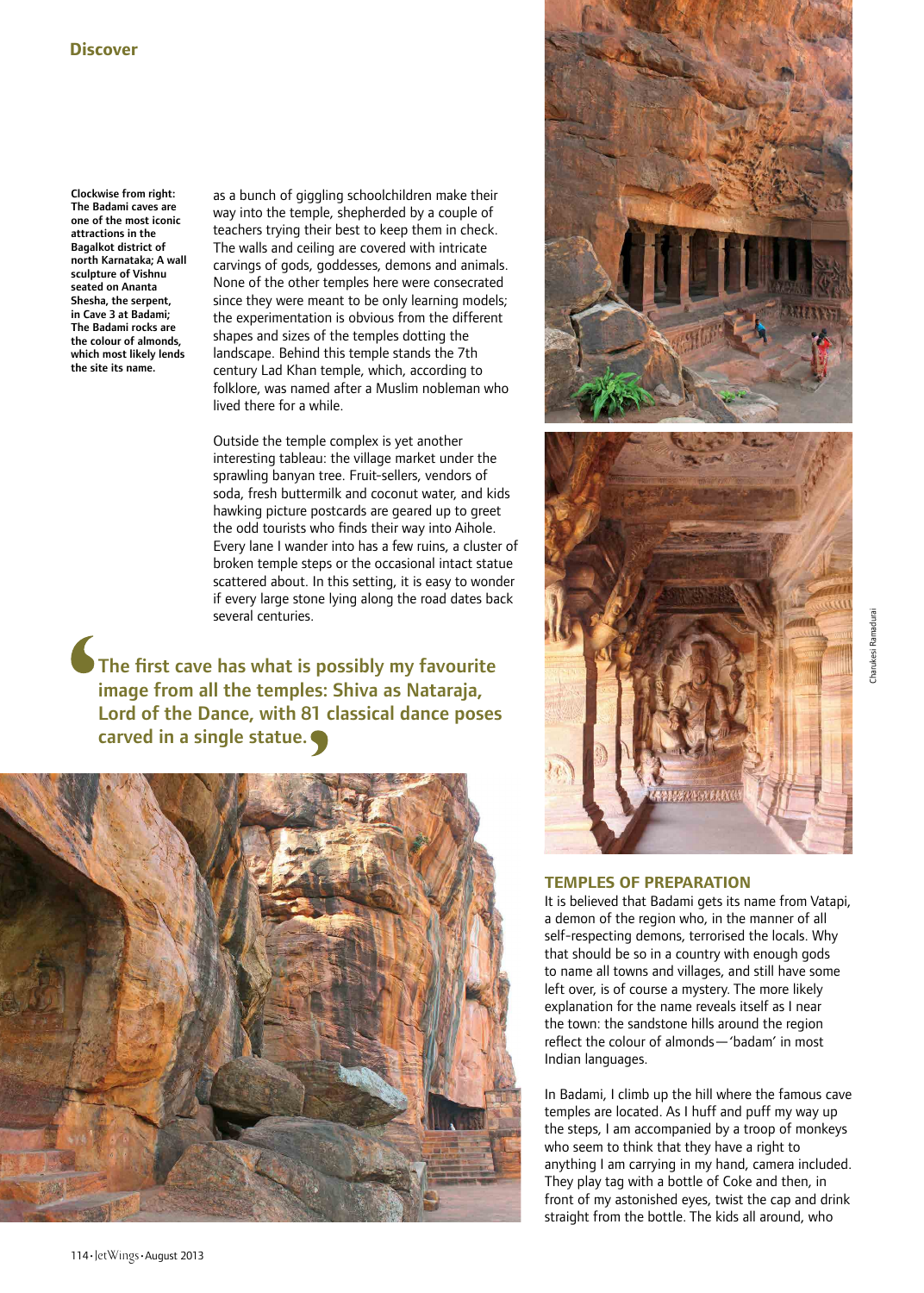**Clockwise from right: The Badami caves are one of the most iconic attractions in the Bagalkot district of north Karnataka; A wall sculpture of Vishnu seated on Ananta Shesha, the serpent, in Cave 3 at Badami; The Badami rocks are the colour of almonds, which most likely lends the site its name.**

as a bunch of giggling schoolchildren make their way into the temple, shepherded by a couple of teachers trying their best to keep them in check. The walls and ceiling are covered with intricate carvings of gods, goddesses, demons and animals. None of the other temples here were consecrated since they were meant to be only learning models; the experimentation is obvious from the different shapes and sizes of the temples dotting the landscape. Behind this temple stands the 7th century Lad Khan temple, which, according to folklore, was named after a Muslim nobleman who lived there for a while.

Outside the temple complex is yet another interesting tableau: the village market under the sprawling banyan tree. Fruit-sellers, vendors of soda, fresh buttermilk and coconut water, and kids hawking picture postcards are geared up to greet the odd tourists who finds their way into Aihole. Every lane I wander into has a few ruins, a cluster of broken temple steps or the occasional intact statue scattered about. In this setting, it is easy to wonder if every large stone lying along the road dates back several centuries.

> The first cave has what is possibly my favourite image from all the temples: Shiva as Nataraja, Lord of the Dance, with 81 classical dance poses carved in a single statue.

## TEMPLES OF PREPARATION

It is believed that Badami gets its name from Vatapi, a demon of the region who, in the manner of all self-respecting demons, terrorised the locals. Why that should be so in a country with enough gods to name all towns and villages, and still have some left over, is of course a mystery. The more likely explanation for the name reveals itself as I near the town: the sandstone hills around the region reflect the colour of almonds—'badam' in most Indian languages.

In Badami, I climb up the hill where the famous cave temples are located. As I huff and puff my way up the steps, I am accompanied by a troop of monkeys who seem to think that they have a right to anything I am carrying in my hand, camera included. They play tag with a bottle of Coke and then, in front of my astonished eyes, twist the cap and drink straight from the bottle. The kids all around, who

Charukesi Ramadurai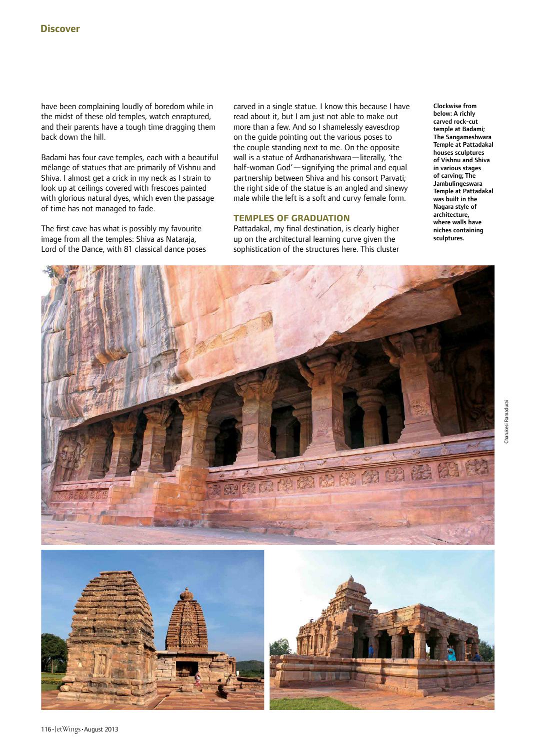have been complaining loudly of boredom while in the midst of these old temples, watch enraptured, and their parents have a tough time dragging them back down the hill.

Badami has four cave temples, each with a beautiful mélange of statues that are primarily of Vishnu and Shiva. I almost get a crick in my neck as I strain to look up at ceilings covered with frescoes painted with glorious natural dyes, which even the passage of time has not managed to fade.

The first cave has what is possibly my favourite image from all the temples: Shiva as Nataraja, Lord of the Dance, with 81 classical dance poses carved in a single statue. I know this because I have read about it, but I am just not able to make out more than a few. And so I shamelessly eavesdrop on the guide pointing out the various poses to the couple standing next to me. On the opposite wall is a statue of Ardhanarishwara—literally, 'the half-woman God'—signifying the primal and equal partnership between Shiva and his consort Parvati; the right side of the statue is an angled and sinewy male while the left is a soft and curvy female form.

## TEMPLES OF GRADUATION

Pattadakal, my final destination, is clearly higher up on the architectural learning curve given the sophistication of the structures here. This cluster

**Clockwise from below: A richly carved rock-cut temple at Badami; The Sangameshwara Temple at Pattadakal houses sculptures of Vishnu and Shiva in various stages of carving; The Jambulingeswara Temple at Pattadakal was built in the Nagara style of architecture, where walls have niches containing sculptures.**

Charukesi Ramadurai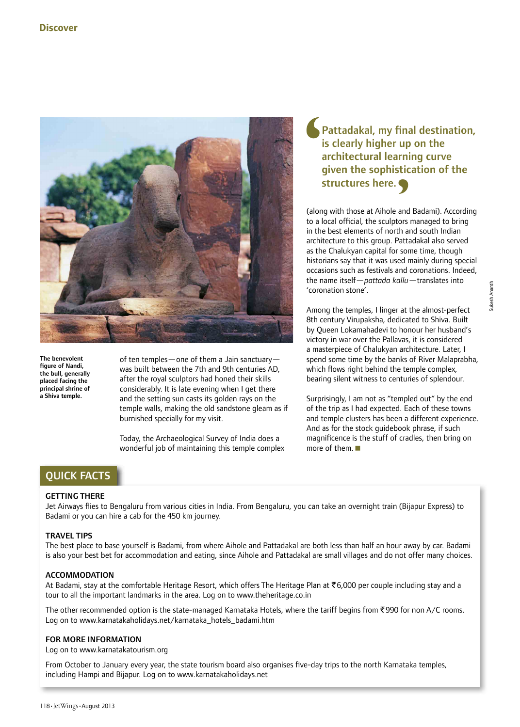The benevolent figure of Nandi, the bull, generally placed facing the principal shrine of a Shiva temple.

of ten temples—one of them a Jain sanctuary—was built between the 7th and 9th centuries AD, after the royal sculptors had honed their skills considerably. It is late evening when I get there and the setting sun casts its golden rays on the temple walls, making the old sandstone gleam as if burnished specially for my visit.

Today, the Archaeological Survey of India does a wonderful job of maintaining this temple complex

> Pattadakal, my final destination, is clearly higher up on the architectural learning curve given the sophistication of the structures here.

(along with those at Aihole and Badami). According to a local official, the sculptors managed to bring in the best elements of north and south Indian architecture to this group. Pattadakal also served as the Chalukyan capital for some time, though historians say that it was used mainly during special occasions such as festivals and coronations. Indeed, the name itself—*pattada kallu*—translates into 'coronation stone'.

Among the temples, I linger at the almost-perfect 8th century Virupaksha, dedicated to Shiva. Built by Queen Lokamahadevi to honour her husband's victory in war over the Pallavas, it is considered a masterpiece of Chalukyan architecture. Later, I spend some time by the banks of River Malaprabha, which flows right behind the temple complex, bearing silent witness to centuries of splendour.

Surprisingly, I am not as "templed out" by the end of the trip as I had expected. Each of these towns and temple clusters has been a different experience. And as for the stock guidebook phrase, if such magnificence is the stuff of cradles, then bring on more of them. ■

Sukesh Ananth

## QUICK FACTS

### GETTING THERE

Jet Airways flies to Bengaluru from various cities in India. From Bengaluru, you can take an overnight train (Bijapur Express) to Badami or you can hire a cab for the 450 km journey.

### TRAVEL TIPS

The best place to base yourself is Badami, from where Aihole and Pattadakal are both less than half an hour away by car. Badami is also your best bet for accommodation and eating, since Aihole and Pattadakal are small villages and do not offer many choices.

### ACCOMMODATION

At Badami, stay at the comfortable Heritage Resort, which offers The Heritage Plan at ₹6,000 per couple including stay and a tour to all the important landmarks in the area. Log on to www.theheritage.co.in

The other recommended option is the state-managed Karnataka Hotels, where the tariff begins from ₹990 for non A/C rooms. Log on to www.karnatakaholidays.net/karnataka_hotels_badami.htm

### FOR MORE INFORMATION

Log on to www.karnatakatourism.org

From October to January every year, the state tourism board also organises five-day trips to the north Karnataka temples, including Hampi and Bijapur. Log on to www.karnatakaholidays.net